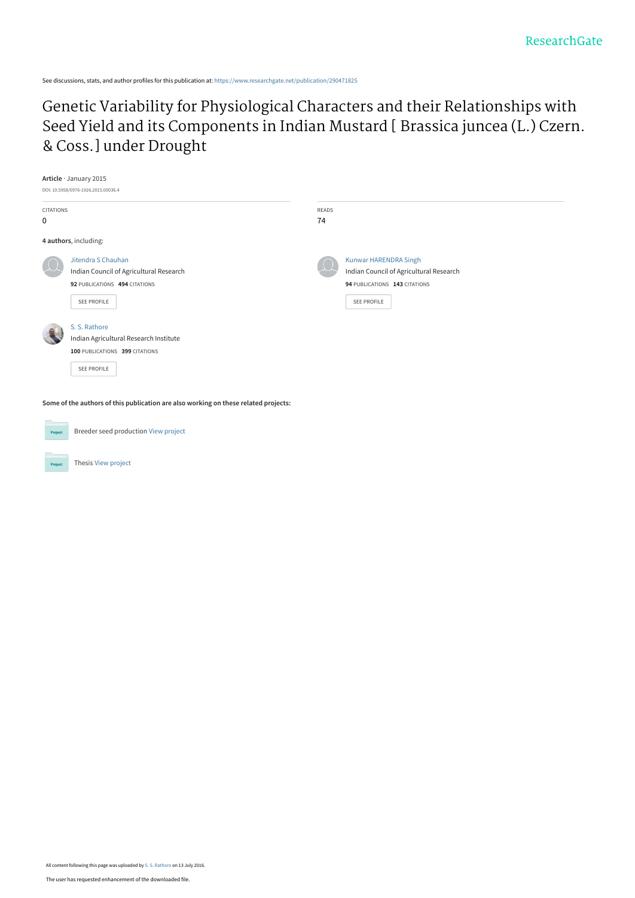ResearchGate

See discussions, stats, and author profiles for this publication at: https://www.researchgate.net/publication/290471825

# Genetic Variability for Physiological Characters and their Relationships with Seed Yield and its Components in Indian Mustard [ Brassica juncea (L.) Czern. & Coss.] under Drought

**Article** · January 2015

DOI: 10.5958/0976-1926.2015.00036.4

CITATIONS

0

READS

74

**4 authors**, including:

Jitendra S Chauhan
Indian Council of Agricultural Research
**92** PUBLICATIONS **494** CITATIONS

SEE PROFILE

Kunwar HARENDRA Singh
Indian Council of Agricultural Research
**94** PUBLICATIONS **143** CITATIONS

SEE PROFILE

S. S. Rathore
Indian Agricultural Research Institute
**100** PUBLICATIONS **399** CITATIONS

SEE PROFILE

**Some of the authors of this publication are also working on these related projects:**

Project — Breeder seed production View project

Project — Thesis View project

All content following this page was uploaded by S. S. Rathore on 13 July 2016.

The user has requested enhancement of the downloaded file.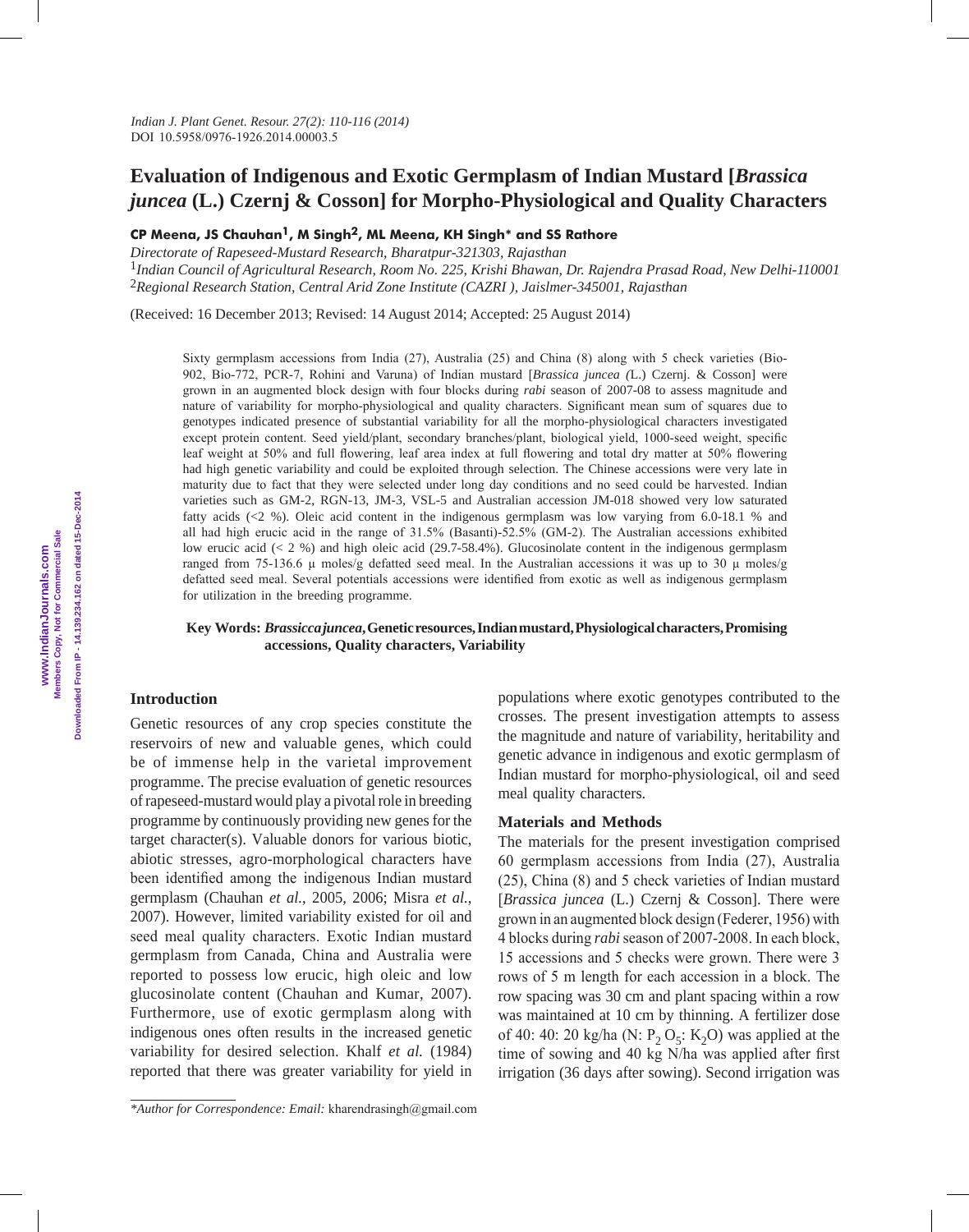# Evaluation of Indigenous and Exotic Germplasm of Indian Mustard [*Brassica juncea* (L.) Czernj & Cosson] for Morpho-Physiological and Quality Characters

**CP Meena, JS Chauhan[1], M Singh[2], ML Meena, KH Singh* and SS Rathore**

*Directorate of Rapeseed-Mustard Research, Bharatpur-321303, Rajasthan*
[1]*Indian Council of Agricultural Research, Room No. 225, Krishi Bhawan, Dr. Rajendra Prasad Road, New Delhi-110001*
[2]*Regional Research Station, Central Arid Zone Institute (CAZRI ), Jaislmer-345001, Rajasthan*

(Received: 16 December 2013; Revised: 14 August 2014; Accepted: 25 August 2014)

Sixty germplasm accessions from India (27), Australia (25) and China (8) along with 5 check varieties (Bio-902, Bio-772, PCR-7, Rohini and Varuna) of Indian mustard [*Brassica juncea (*L.) Czernj. & Cosson] were grown in an augmented block design with four blocks during *rabi* season of 2007-08 to assess magnitude and nature of variability for morpho-physiological and quality characters. Significant mean sum of squares due to genotypes indicated presence of substantial variability for all the morpho-physiological characters investigated except protein content. Seed yield/plant, secondary branches/plant, biological yield, 1000-seed weight, specific leaf weight at 50% and full flowering, leaf area index at full flowering and total dry matter at 50% flowering had high genetic variability and could be exploited through selection. The Chinese accessions were very late in maturity due to fact that they were selected under long day conditions and no seed could be harvested. Indian varieties such as GM-2, RGN-13, JM-3, VSL-5 and Australian accession JM-018 showed very low saturated fatty acids (<2 %). Oleic acid content in the indigenous germplasm was low varying from 6.0-18.1 % and all had high erucic acid in the range of 31.5% (Basanti)-52.5% (GM-2). The Australian accessions exhibited low erucic acid (< 2 %) and high oleic acid (29.7-58.4%). Glucosinolate content in the indigenous germplasm ranged from 75-136.6 µ moles/g defatted seed meal. In the Australian accessions it was up to 30 µ moles/g defatted seed meal. Several potentials accessions were identified from exotic as well as indigenous germplasm for utilization in the breeding programme.

**Key Words: *Brassicca juncea*, Genetic resources, Indian mustard, Physiological characters, Promising accessions, Quality characters, Variability**

## Introduction

Genetic resources of any crop species constitute the reservoirs of new and valuable genes, which could be of immense help in the varietal improvement programme. The precise evaluation of genetic resources of rapeseed-mustard would play a pivotal role in breeding programme by continuously providing new genes for the target character(s). Valuable donors for various biotic, abiotic stresses, agro-morphological characters have been identified among the indigenous Indian mustard germplasm (Chauhan *et al.*, 2005, 2006; Misra *et al.*, 2007). However, limited variability existed for oil and seed meal quality characters. Exotic Indian mustard germplasm from Canada, China and Australia were reported to possess low erucic, high oleic and low glucosinolate content (Chauhan and Kumar, 2007). Furthermore, use of exotic germplasm along with indigenous ones often results in the increased genetic variability for desired selection. Khalf *et al.* (1984) reported that there was greater variability for yield in populations where exotic genotypes contributed to the crosses. The present investigation attempts to assess the magnitude and nature of variability, heritability and genetic advance in indigenous and exotic germplasm of Indian mustard for morpho-physiological, oil and seed meal quality characters.

## Materials and Methods

The materials for the present investigation comprised 60 germplasm accessions from India (27), Australia (25), China (8) and 5 check varieties of Indian mustard [*Brassica juncea* (L.) Czernj & Cosson]. There were grown in an augmented block design (Federer, 1956) with 4 blocks during *rabi* season of 2007-2008. In each block, 15 accessions and 5 checks were grown. There were 3 rows of 5 m length for each accession in a block. The row spacing was 30 cm and plant spacing within a row was maintained at 10 cm by thinning. A fertilizer dose of 40: 40: 20 kg/ha (N: $P_2O_5$: $K_2O$) was applied at the time of sowing and 40 kg N/ha was applied after first irrigation (36 days after sowing). Second irrigation was

*Author for Correspondence: Email: kharendrasingh@gmail.com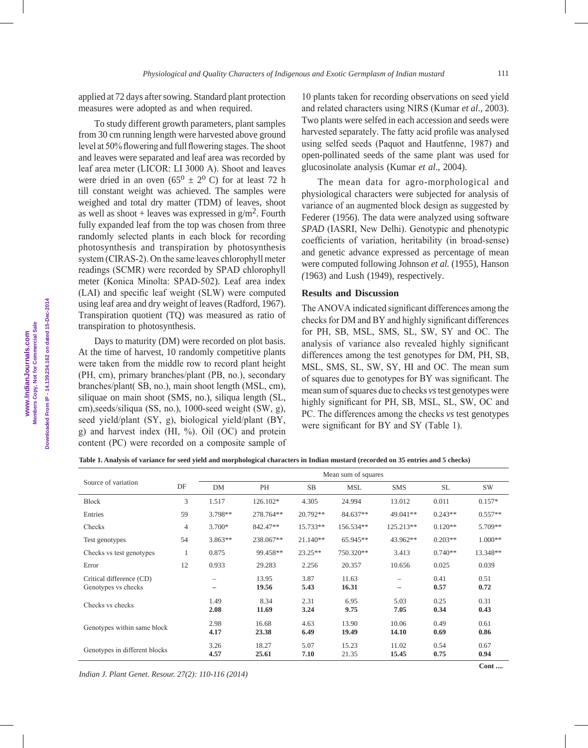applied at 72 days after sowing. Standard plant protection measures were adopted as and when required.

To study different growth parameters, plant samples from 30 cm running length were harvested above ground level at 50% flowering and full flowering stages. The shoot and leaves were separated and leaf area was recorded by leaf area meter (LICOR: LI 3000 A). Shoot and leaves were dried in an oven ($65^o \pm 2^o$ C) for at least 72 h till constant weight was achieved. The samples were weighed and total dry matter (TDM) of leaves, shoot as well as shoot + leaves was expressed in g/m$^2$. Fourth fully expanded leaf from the top was chosen from three randomly selected plants in each block for recording photosynthesis and transpiration by photosynthesis system (CIRAS-2). On the same leaves chlorophyll meter readings (SCMR) were recorded by SPAD chlorophyll meter (Konica Minolta: SPAD-502). Leaf area index (LAI) and specific leaf weight (SLW) were computed using leaf area and dry weight of leaves (Radford, 1967). Transpiration quotient (TQ) was measured as ratio of transpiration to photosynthesis.

Days to maturity (DM) were recorded on plot basis. At the time of harvest, 10 randomly competitive plants were taken from the middle row to record plant height (PH, cm), primary branches/plant (PB, no.), secondary branches/plant( SB, no.), main shoot length (MSL, cm), siliquae on main shoot (SMS, no.), siliqua length (SL, cm),seeds/siliqua (SS, no.), 1000-seed weight (SW, g), seed yield/plant (SY, g), biological yield/plant (BY, g) and harvest index (HI, %). Oil (OC) and protein content (PC) were recorded on a composite sample of 10 plants taken for recording observations on seed yield and related characters using NIRS (Kumar *et al*., 2003). Two plants were selfed in each accession and seeds were harvested separately. The fatty acid profile was analysed using selfed seeds (Paquot and Hautfenne, 1987) and open-pollinated seeds of the same plant was used for glucosinolate analysis (Kumar *et al*., 2004).

The mean data for agro-morphological and physiological characters were subjected for analysis of variance of an augmented block design as suggested by Federer (1956). The data were analyzed using software *SPAD* (IASRI, New Delhi). Genotypic and phenotypic coefficients of variation, heritability (in broad-sense) and genetic advance expressed as percentage of mean were computed following Johnson *et al.* (1955), Hanson (1963) and Lush (1949), respectively.

## Results and Discussion

The ANOVA indicated significant differences among the checks for DM and BY and highly significant differences for PH, SB, MSL, SMS, SL, SW, SY and OC. The analysis of variance also revealed highly significant differences among the test genotypes for DM, PH, SB, MSL, SMS, SL, SW, SY, HI and OC. The mean sum of squares due to genotypes for BY was significant. The mean sum of squares due to checks *vs* test genotypes were highly significant for PH, SB, MSL, SL, SW, OC and PC. The differences among the checks *vs* test genotypes were significant for BY and SY (Table 1).

**Table 1. Analysis of variance for seed yield and morphological characters in Indian mustard (recorded on 35 entries and 5 checks)**

| Source of variation | DF | Mean sum of squares | | | | | | |
|---|---|---|---|---|---|---|---|---|
| | | DM | PH | SB | MSL | SMS | SL | SW |
| Block | 3 | 1.517 | 126.102* | 4.305 | 24.994 | 13.012 | 0.011 | 0.157* |
| Entries | 59 | 3.798** | 278.764** | 20.792** | 84.637** | 49.041** | 0.243** | 0.557** |
| Checks | 4 | 3.700* | 842.47** | 15.733** | 156.534** | 125.213** | 0.120** | 5.709** |
| Test genotypes | 54 | 3.863** | 238.067** | 21.140** | 65.945** | 43.962** | 0.203** | 1.000** |
| Checks vs test genotypes | 1 | 0.875 | 99.458** | 23.25** | 750.320** | 3.413 | 0.740** | 13.348** |
| Error | 12 | 0.933 | 29.283 | 2.256 | 20.357 | 10.656 | 0.025 | 0.039 |
| Critical difference (CD) Genotypes vs checks | | – **–** | 13.95 **19.56** | 3.87 **5.43** | 11.63 **16.31** | – **–** | 0.41 **0.57** | 0.51 **0.72** |
| Checks vs checks | | 1.49 **2.08** | 8.34 **11.69** | 2.31 **3.24** | 6.95 **9.75** | 5.03 **7.05** | 0.25 **0.34** | 0.31 **0.43** |
| Genotypes within same block | | 2.98 **4.17** | 16.68 **23.38** | 4.63 **6.49** | 13.90 **19.49** | 10.06 **14.10** | 0.49 **0.69** | 0.61 **0.86** |
| Genotypes in different blocks | | 3.26 **4.57** | 18.27 **25.61** | 5.07 **7.10** | 15.23 21.35 | 11.02 **15.45** | 0.54 **0.75** | 0.67 **0.94** |

**Cont ....**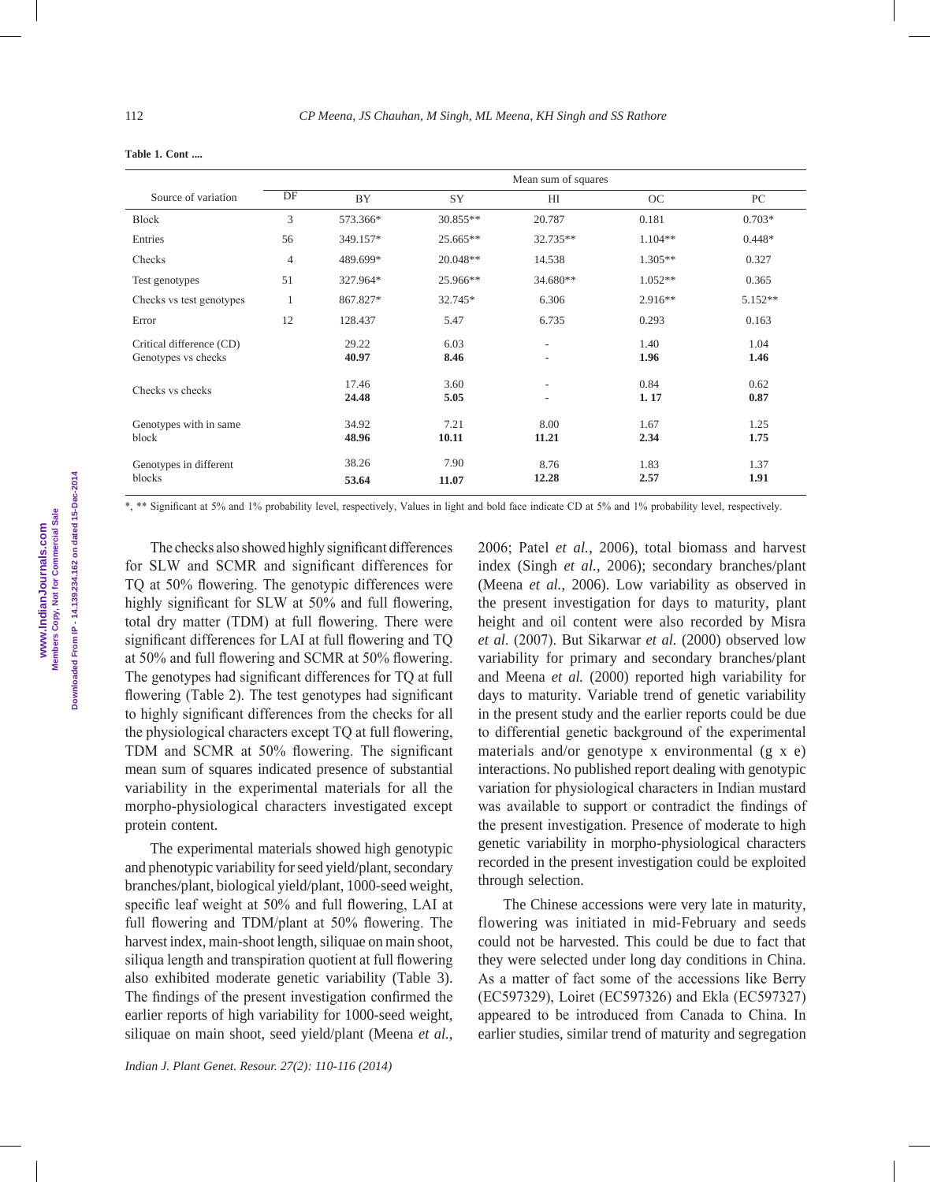**Table 1. Cont ....**

| Source of variation | DF | Mean sum of squares | | | | |
|---|---|---|---|---|---|---|
| | | BY | SY | HI | OC | PC |
| Block | 3 | 573.366* | 30.855** | 20.787 | 0.181 | 0.703* |
| Entries | 56 | 349.157* | 25.665** | 32.735** | 1.104** | 0.448* |
| Checks | 4 | 489.699* | 20.048** | 14.538 | 1.305** | 0.327 |
| Test genotypes | 51 | 327.964* | 25.966** | 34.680** | 1.052** | 0.365 |
| Checks vs test genotypes | 1 | 867.827* | 32.745* | 6.306 | 2.916** | 5.152** |
| Error | 12 | 128.437 | 5.47 | 6.735 | 0.293 | 0.163 |
| Critical difference (CD) Genotypes vs checks | | 29.22 **40.97** | 6.03 **8.46** | - - | 1.40 **1.96** | 1.04 **1.46** |
| Checks vs checks | | 17.46 **24.48** | 3.60 **5.05** | - - | 0.84 **1. 17** | 0.62 **0.87** |
| Genotypes with in same block | | 34.92 **48.96** | 7.21 **10.11** | 8.00 **11.21** | 1.67 **2.34** | 1.25 **1.75** |
| Genotypes in different blocks | | 38.26 **53.64** | 7.90 **11.07** | 8.76 **12.28** | 1.83 **2.57** | 1.37 **1.91** |

*, ** Significant at 5% and 1% probability level, respectively, Values in light and bold face indicate CD at 5% and 1% probability level, respectively.

The checks also showed highly significant differences for SLW and SCMR and significant differences for TQ at 50% flowering. The genotypic differences were highly significant for SLW at 50% and full flowering, total dry matter (TDM) at full flowering. There were significant differences for LAI at full flowering and TQ at 50% and full flowering and SCMR at 50% flowering. The genotypes had significant differences for TQ at full flowering (Table 2). The test genotypes had significant to highly significant differences from the checks for all the physiological characters except TQ at full flowering, TDM and SCMR at 50% flowering. The significant mean sum of squares indicated presence of substantial variability in the experimental materials for all the morpho-physiological characters investigated except protein content.

The experimental materials showed high genotypic and phenotypic variability for seed yield/plant, secondary branches/plant, biological yield/plant, 1000-seed weight, specific leaf weight at 50% and full flowering, LAI at full flowering and TDM/plant at 50% flowering. The harvest index, main-shoot length, siliquae on main shoot, siliqua length and transpiration quotient at full flowering also exhibited moderate genetic variability (Table 3). The findings of the present investigation confirmed the earlier reports of high variability for 1000-seed weight, siliquae on main shoot, seed yield/plant (Meena *et al.*, 2006; Patel *et al.*, 2006), total biomass and harvest index (Singh *et al.*, 2006); secondary branches/plant (Meena *et al.*, 2006). Low variability as observed in the present investigation for days to maturity, plant height and oil content were also recorded by Misra *et al.* (2007). But Sikarwar *et al.* (2000) observed low variability for primary and secondary branches/plant and Meena *et al.* (2000) reported high variability for days to maturity. Variable trend of genetic variability in the present study and the earlier reports could be due to differential genetic background of the experimental materials and/or genotype x environmental (g x e) interactions. No published report dealing with genotypic variation for physiological characters in Indian mustard was available to support or contradict the findings of the present investigation. Presence of moderate to high genetic variability in morpho-physiological characters recorded in the present investigation could be exploited through selection.

The Chinese accessions were very late in maturity, flowering was initiated in mid-February and seeds could not be harvested. This could be due to fact that they were selected under long day conditions in China. As a matter of fact some of the accessions like Berry (EC597329), Loiret (EC597326) and Ekla (EC597327) appeared to be introduced from Canada to China. In earlier studies, similar trend of maturity and segregation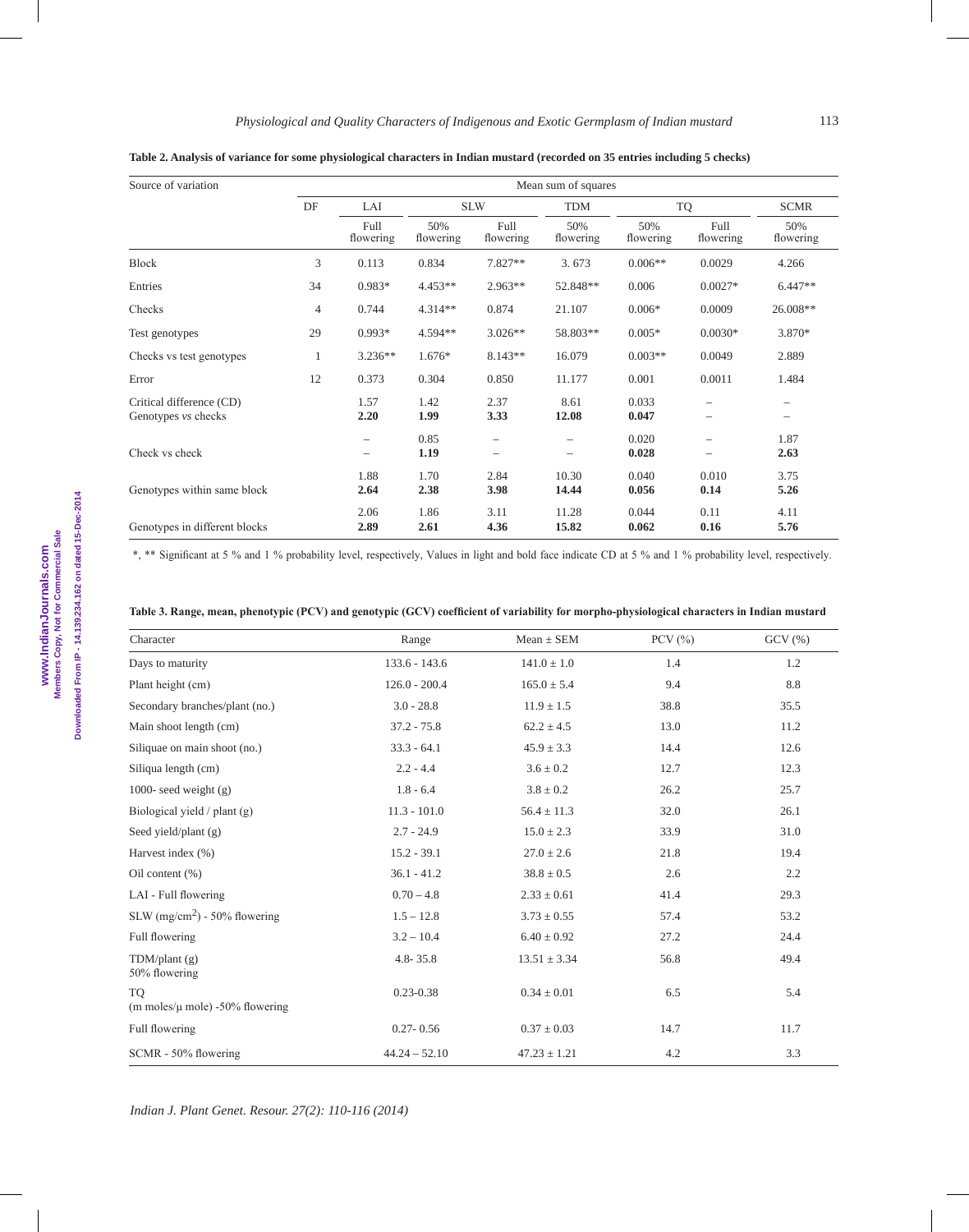**Table 2. Analysis of variance for some physiological characters in Indian mustard (recorded on 35 entries including 5 checks)**

| Source of variation | Mean sum of squares | | | | | | | |
|---|---|---|---|---|---|---|---|---|
| | DF | LAI | SLW | | TDM | TQ | | SCMR |
| | | Full flowering | 50% flowering | Full flowering | 50% flowering | 50% flowering | Full flowering | 50% flowering |
| Block | 3 | 0.113 | 0.834 | 7.827** | 3. 673 | 0.006** | 0.0029 | 4.266 |
| Entries | 34 | 0.983* | 4.453** | 2.963** | 52.848** | 0.006 | 0.0027* | 6.447** |
| Checks | 4 | 0.744 | 4.314** | 0.874 | 21.107 | 0.006* | 0.0009 | 26.008** |
| Test genotypes | 29 | 0.993* | 4.594** | 3.026** | 58.803** | 0.005* | 0.0030* | 3.870* |
| Checks vs test genotypes | 1 | 3.236** | 1.676* | 8.143** | 16.079 | 0.003** | 0.0049 | 2.889 |
| Error | 12 | 0.373 | 0.304 | 0.850 | 11.177 | 0.001 | 0.0011 | 1.484 |
| Critical difference (CD) Genotypes *vs* checks | | 1.57 **2.20** | 1.42 **1.99** | 2.37 **3.33** | 8.61 **12.08** | 0.033 **0.047** | – – | – – |
| Check vs check | | – – | 0.85 **1.19** | – – | – – | 0.020 **0.028** | – – | 1.87 **2.63** |
| Genotypes within same block | | 1.88 **2.64** | 1.70 **2.38** | 2.84 **3.98** | 10.30 **14.44** | 0.040 **0.056** | 0.010 **0.14** | 3.75 **5.26** |
| Genotypes in different blocks | | 2.06 **2.89** | 1.86 **2.61** | 3.11 **4.36** | 11.28 **15.82** | 0.044 **0.062** | 0.11 **0.16** | 4.11 **5.76** |

*, ** Significant at 5 % and 1 % probability level, respectively, Values in light and bold face indicate CD at 5 % and 1 % probability level, respectively.

**Table 3. Range, mean, phenotypic (PCV) and genotypic (GCV) coefficient of variability for morpho-physiological characters in Indian mustard**

| Character | Range | Mean ± SEM | PCV (%) | GCV (%) |
|---|---|---|---|---|
| Days to maturity | 133.6 - 143.6 | 141.0 ± 1.0 | 1.4 | 1.2 |
| Plant height (cm) | 126.0 - 200.4 | 165.0 ± 5.4 | 9.4 | 8.8 |
| Secondary branches/plant (no.) | 3.0 - 28.8 | 11.9 ± 1.5 | 38.8 | 35.5 |
| Main shoot length (cm) | 37.2 - 75.8 | 62.2 ± 4.5 | 13.0 | 11.2 |
| Siliquae on main shoot (no.) | 33.3 - 64.1 | 45.9 ± 3.3 | 14.4 | 12.6 |
| Siliqua length (cm) | 2.2 - 4.4 | 3.6 ± 0.2 | 12.7 | 12.3 |
| 1000- seed weight (g) | 1.8 - 6.4 | 3.8 ± 0.2 | 26.2 | 25.7 |
| Biological yield / plant (g) | 11.3 - 101.0 | 56.4 ± 11.3 | 32.0 | 26.1 |
| Seed yield/plant (g) | 2.7 - 24.9 | 15.0 ± 2.3 | 33.9 | 31.0 |
| Harvest index (%) | 15.2 - 39.1 | 27.0 ± 2.6 | 21.8 | 19.4 |
| Oil content (%) | 36.1 - 41.2 | 38.8 ± 0.5 | 2.6 | 2.2 |
| LAI - Full flowering | 0.70 – 4.8 | 2.33 ± 0.61 | 41.4 | 29.3 |
| SLW (mg/cm$^2$) - 50% flowering | 1.5 – 12.8 | 3.73 ± 0.55 | 57.4 | 53.2 |
| Full flowering | 3.2 – 10.4 | 6.40 ± 0.92 | 27.2 | 24.4 |
| TDM/plant (g) 50% flowering | 4.8- 35.8 | 13.51 ± 3.34 | 56.8 | 49.4 |
| TQ (m moles/µ mole) -50% flowering | 0.23-0.38 | 0.34 ± 0.01 | 6.5 | 5.4 |
| Full flowering | 0.27- 0.56 | 0.37 ± 0.03 | 14.7 | 11.7 |
| SCMR - 50% flowering | 44.24 – 52.10 | 47.23 ± 1.21 | 4.2 | 3.3 |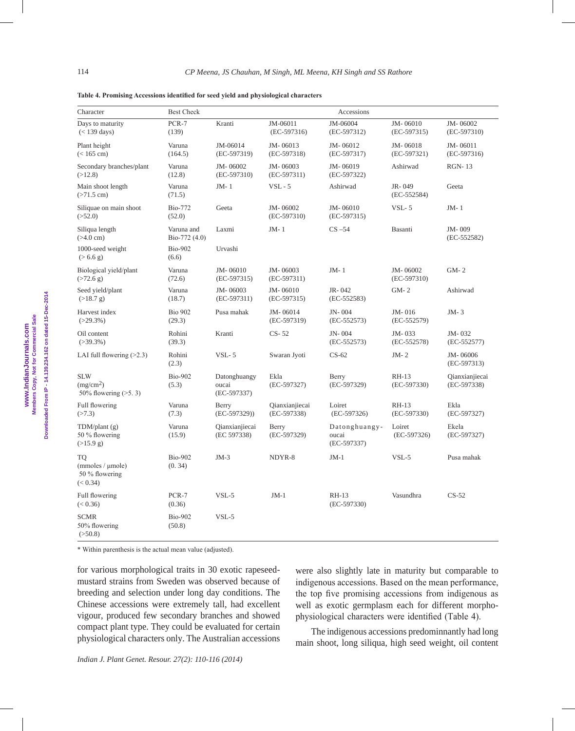**Table 4. Promising Accessions identified for seed yield and physiological characters**

| Character | Best Check | Accessions | | | | |
|---|---|---|---|---|---|---|
| Days to maturity (< 139 days) | PCR-7 (139) | Kranti | JM-06011 (EC-597316) | JM-06004 (EC-597312) | JM- 06010 (EC-597315) | JM- 06002 (EC-597310) |
| Plant height (< 165 cm) | Varuna (164.5) | JM-06014 (EC-597319) | JM- 06013 (EC-597318) | JM- 06012 (EC-597317) | JM- 06018 (EC-597321) | JM- 06011 (EC-597316) |
| Secondary branches/plant (>12.8) | Varuna (12.8) | JM- 06002 (EC-597310) | JM- 06003 (EC-597311) | JM- 06019 (EC-597322) | Ashirwad | RGN- 13 |
| Main shoot length (>71.5 cm) | Varuna (71.5) | JM- 1 | VSL - 5 | Ashirwad | JR- 049 (EC-552584) | Geeta |
| Siliquae on main shoot (>52.0) | Bio-772 (52.0) | Geeta | JM- 06002 (EC-597310) | JM- 06010 (EC-597315) | VSL- 5 | JM- 1 |
| Siliqua length (>4.0 cm) | Varuna and Bio-772 (4.0) | Laxmi | JM- 1 | CS –54 | Basanti | JM- 009 (EC-552582) |
| 1000-seed weight (> 6.6 g) | Bio-902 (6.6) | Urvashi | | | | |
| Biological yield/plant (>72.6 g) | Varuna (72.6) | JM- 06010 (EC-597315) | JM- 06003 (EC-597311) | JM- 1 | JM- 06002 (EC-597310) | GM- 2 |
| Seed yield/plant (>18.7 g) | Varuna (18.7) | JM- 06003 (EC-597311) | JM- 06010 (EC-597315) | JR- 042 (EC-552583) | GM- 2 | Ashirwad |
| Harvest index (>29.3%) | Bio 902 (29.3) | Pusa mahak | JM- 06014 (EC-597319) | JN- 004 (EC-552573) | JM- 016 (EC-552579) | JM- 3 |
| Oil content (>39.3%) | Rohini (39.3) | Kranti | CS- 52 | JN- 004 (EC-552573) | JM- 033 (EC-552578) | JM- 032 (EC-552577) |
| LAI full flowering (>2.3) | Rohini (2.3) | VSL- 5 | Swaran Jyoti | CS-62 | JM- 2 | JM- 06006 (EC-597313) |
| SLW (mg/cm$^2$) 50% flowering (>5. 3) | Bio-902 (5.3) | Datonghuangy oucai (EC-597337) | Ekla (EC-597327) | Berry (EC-597329) | RH-13 (EC-597330) | Qianxianjiecai (EC-597338) |
| Full flowering (>7.3) | Varuna (7.3) | Berry (EC-597329)) | Qianxianjiecai (EC-597338) | Loiret (EC-597326) | RH-13 (EC-597330) | Ekla (EC-597327) |
| TDM/plant (g) 50 % flowering (>15.9 g) | Varuna (15.9) | Qianxianjiecai (EC 597338) | Berry (EC-597329) | Datonghuangy-oucai (EC-597337) | Loiret (EC-597326) | Ekela (EC-597327) |
| TQ (mmoles / µmole) 50 % flowering (< 0.34) | Bio-902 (0. 34) | JM-3 | NDYR-8 | JM-1 | VSL-5 | Pusa mahak |
| Full flowering (< 0.36) | PCR-7 (0.36) | VSL-5 | JM-1 | RH-13 (EC-597330) | Vasundhra | CS-52 |
| SCMR 50% flowering (>50.8) | Bio-902 (50.8) | VSL-5 | | | | |

\* Within parenthesis is the actual mean value (adjusted).

for various morphological traits in 30 exotic rapeseed-mustard strains from Sweden was observed because of breeding and selection under long day conditions. The Chinese accessions were extremely tall, had excellent vigour, produced few secondary branches and showed compact plant type. They could be evaluated for certain physiological characters only. The Australian accessions were also slightly late in maturity but comparable to indigenous accessions. Based on the mean performance, the top five promising accessions from indigenous as well as exotic germplasm each for different morpho-physiological characters were identified (Table 4).

The indigenous accessions predominnantly had long main shoot, long siliqua, high seed weight, oil content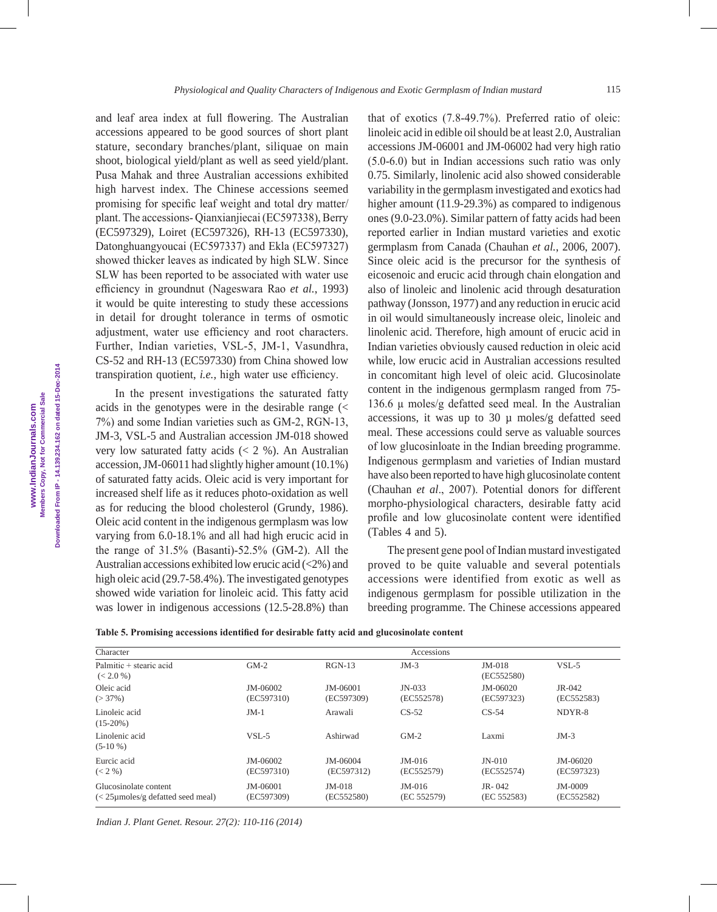and leaf area index at full flowering. The Australian accessions appeared to be good sources of short plant stature, secondary branches/plant, siliquae on main shoot, biological yield/plant as well as seed yield/plant. Pusa Mahak and three Australian accessions exhibited high harvest index. The Chinese accessions seemed promising for specific leaf weight and total dry matter/ plant. The accessions- Qianxianjiecai (EC597338), Berry (EC597329), Loiret (EC597326), RH-13 (EC597330), Datonghuangyoucai (EC597337) and Ekla (EC597327) showed thicker leaves as indicated by high SLW. Since SLW has been reported to be associated with water use efficiency in groundnut (Nageswara Rao *et al.*, 1993) it would be quite interesting to study these accessions in detail for drought tolerance in terms of osmotic adjustment, water use efficiency and root characters. Further, Indian varieties, VSL-5, JM-1, Vasundhra, CS-52 and RH-13 (EC597330) from China showed low transpiration quotient, *i.e.*, high water use efficiency.

In the present investigations the saturated fatty acids in the genotypes were in the desirable range (< 7%) and some Indian varieties such as GM-2, RGN-13, JM-3, VSL-5 and Australian accession JM-018 showed very low saturated fatty acids (< 2 %). An Australian accession, JM-06011 had slightly higher amount (10.1%) of saturated fatty acids. Oleic acid is very important for increased shelf life as it reduces photo-oxidation as well as for reducing the blood cholesterol (Grundy, 1986). Oleic acid content in the indigenous germplasm was low varying from 6.0-18.1% and all had high erucic acid in the range of 31.5% (Basanti)-52.5% (GM-2). All the Australian accessions exhibited low erucic acid (<2%) and high oleic acid (29.7-58.4%). The investigated genotypes showed wide variation for linoleic acid. This fatty acid was lower in indigenous accessions (12.5-28.8%) than that of exotics (7.8-49.7%). Preferred ratio of oleic: linoleic acid in edible oil should be at least 2.0, Australian accessions JM-06001 and JM-06002 had very high ratio (5.0-6.0) but in Indian accessions such ratio was only 0.75. Similarly, linolenic acid also showed considerable variability in the germplasm investigated and exotics had higher amount (11.9-29.3%) as compared to indigenous ones (9.0-23.0%). Similar pattern of fatty acids had been reported earlier in Indian mustard varieties and exotic germplasm from Canada (Chauhan *et al.*, 2006, 2007). Since oleic acid is the precursor for the synthesis of eicosenoic and erucic acid through chain elongation and also of linoleic and linolenic acid through desaturation pathway (Jonsson, 1977) and any reduction in erucic acid in oil would simultaneously increase oleic, linoleic and linolenic acid. Therefore, high amount of erucic acid in Indian varieties obviously caused reduction in oleic acid while, low erucic acid in Australian accessions resulted in concomitant high level of oleic acid. Glucosinolate content in the indigenous germplasm ranged from 75-136.6 µ moles/g defatted seed meal. In the Australian accessions, it was up to 30 µ moles/g defatted seed meal. These accessions could serve as valuable sources of low glucosinloate in the Indian breeding programme. Indigenous germplasm and varieties of Indian mustard have also been reported to have high glucosinolate content (Chauhan *et al*., 2007). Potential donors for different morpho-physiological characters, desirable fatty acid profile and low glucosinolate content were identified (Tables 4 and 5).

The present gene pool of Indian mustard investigated proved to be quite valuable and several potentials accessions were identified from exotic as well as indigenous germplasm for possible utilization in the breeding programme. The Chinese accessions appeared

**Table 5. Promising accessions identified for desirable fatty acid and glucosinolate content**

| Character | Accessions | | | | |
|---|---|---|---|---|---|
| Palmitic + stearic acid (< 2.0 %) | GM-2 | RGN-13 | JM-3 | JM-018 (EC552580) | VSL-5 |
| Oleic acid (> 37%) | JM-06002 (EC597310) | JM-06001 (EC597309) | JN-033 (EC552578) | JM-06020 (EC597323) | JR-042 (EC552583) |
| Linoleic acid (15-20%) | JM-1 | Arawali | CS-52 | CS-54 | NDYR-8 |
| Linolenic acid (5-10 %) | VSL-5 | Ashirwad | GM-2 | Laxmi | JM-3 |
| Eurcic acid (< 2 %) | JM-06002 (EC597310) | JM-06004 (EC597312) | JM-016 (EC552579) | JN-010 (EC552574) | JM-06020 (EC597323) |
| Glucosinolate content (< 25µmoles/g defatted seed meal) | JM-06001 (EC597309) | JM-018 (EC552580) | JM-016 (EC 552579) | JR- 042 (EC 552583) | JM-0009 (EC552582) |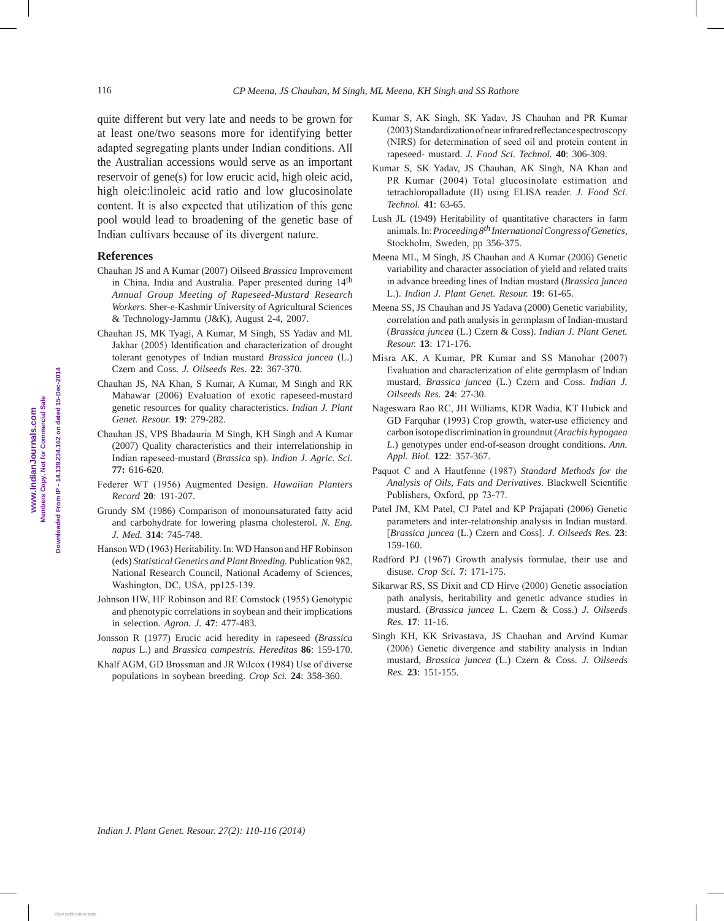quite different but very late and needs to be grown for at least one/two seasons more for identifying better adapted segregating plants under Indian conditions. All the Australian accessions would serve as an important reservoir of gene(s) for low erucic acid, high oleic acid, high oleic:linoleic acid ratio and low glucosinolate content. It is also expected that utilization of this gene pool would lead to broadening of the genetic base of Indian cultivars because of its divergent nature.

## References

Chauhan JS and A Kumar (2007) Oilseed *Brassica* Improvement in China, India and Australia. Paper presented during 14th *Annual Group Meeting of Rapeseed-Mustard Research Workers.* Sher-e-Kashmir University of Agricultural Sciences & Technology-Jammu (J&K), August 2-4, 2007.

Chauhan JS, MK Tyagi, A Kumar, M Singh, SS Yadav and ML Jakhar (2005) Identification and characterization of drought tolerant genotypes of Indian mustard *Brassica juncea* (L.) Czern and Coss. *J. Oilseeds Res.* **22**: 367-370.

Chauhan JS, NA Khan, S Kumar, A Kumar, M Singh and RK Mahawar (2006) Evaluation of exotic rapeseed-mustard genetic resources for quality characteristics. *Indian J. Plant Genet. Resour.* **19**: 279-282.

Chauhan JS, VPS Bhadauria, M Singh, KH Singh and A Kumar (2007) Quality characteristics and their interrelationship in Indian rapeseed-mustard (*Brassica* sp). *Indian J. Agric. Sci.* **77:** 616-620.

Federer WT (1956) Augmented Design. *Hawaiian Planters Record* **20**: 191-207.

Grundy SM (1986) Comparison of monounsaturated fatty acid and carbohydrate for lowering plasma cholesterol. *N. Eng. J. Med.* **314**: 745-748.

Hanson WD (1963) Heritability. In: WD Hanson and HF Robinson (eds) *Statistical Genetics and Plant Breeding.* Publication 982, National Research Council, National Academy of Sciences, Washington, DC, USA, pp125-139.

Johnson HW, HF Robinson and RE Comstock (1955) Genotypic and phenotypic correlations in soybean and their implications in selection. *Agron. J.* **47**: 477-483.

Jonsson R (1977) Erucic acid heredity in rapeseed (*Brassica napus* L.) and *Brassica campestris. Hereditas* **86**: 159-170.

Khalf AGM, GD Brossman and JR Wilcox (1984) Use of diverse populations in soybean breeding. *Crop Sci.* **24**: 358-360.

Kumar S, AK Singh, SK Yadav, JS Chauhan and PR Kumar (2003) Standardization of near infrared reflectance spectroscopy (NIRS) for determination of seed oil and protein content in rapeseed- mustard. *J. Food Sci. Technol.* **40**: 306-309.

Kumar S, SK Yadav, JS Chauhan, AK Singh, NA Khan and PR Kumar (2004) Total glucosinolate estimation and tetrachloropalladute (II) using ELISA reader. *J. Food Sci. Technol.* **41**: 63-65.

Lush JL (1949) Heritability of quantitative characters in farm animals. In: *Proceeding 8th International Congress of Genetics,* Stockholm, Sweden, pp 356-375.

Meena ML, M Singh, JS Chauhan and A Kumar (2006) Genetic variability and character association of yield and related traits in advance breeding lines of Indian mustard (*Brassica juncea* L.). *Indian J. Plant Genet. Resour.* **19**: 61-65.

Meena SS, JS Chauhan and JS Yadava (2000) Genetic variability, correlation and path analysis in germplasm of Indian-mustard (*Brassica juncea* (L.) Czern & Coss). *Indian J. Plant Genet. Resour.* **13**: 171-176.

Misra AK, A Kumar, PR Kumar and SS Manohar (2007) Evaluation and characterization of elite germplasm of Indian mustard, *Brassica juncea* (L.) Czern and Coss. *Indian J. Oilseeds Res.* **24**: 27-30.

Nageswara Rao RC, JH Williams, KDR Wadia, KT Hubick and GD Farquhar (1993) Crop growth, water-use efficiency and carbon isotope discrimination in groundnut (*Arachis hypogaea L.*) genotypes under end-of-season drought conditions. *Ann. Appl. Biol.* **122**: 357-367.

Paquot C and A Hautfenne (1987) *Standard Methods for the Analysis of Oils, Fats and Derivatives.* Blackwell Scientific Publishers, Oxford, pp 73-77.

Patel JM, KM Patel, CJ Patel and KP Prajapati (2006) Genetic parameters and inter-relationship analysis in Indian mustard. [*Brassica juncea* (L.) Czern and Coss]. *J. Oilseeds Res.* **23**: 159-160.

Radford PJ (1967) Growth analysis formulae, their use and disuse. *Crop Sci.* **7**: 171-175.

Sikarwar RS, SS Dixit and CD Hirve (2000) Genetic association path analysis, heritability and genetic advance studies in mustard. (*Brassica juncea* L. Czern & Coss.) *J. Oilseeds Res.* **17**: 11-16.

Singh KH, KK Srivastava, JS Chauhan and Arvind Kumar (2006) Genetic divergence and stability analysis in Indian mustard, *Brassica juncea* (L.) Czern & Coss. *J. Oilseeds Res.* **23**: 151-155.